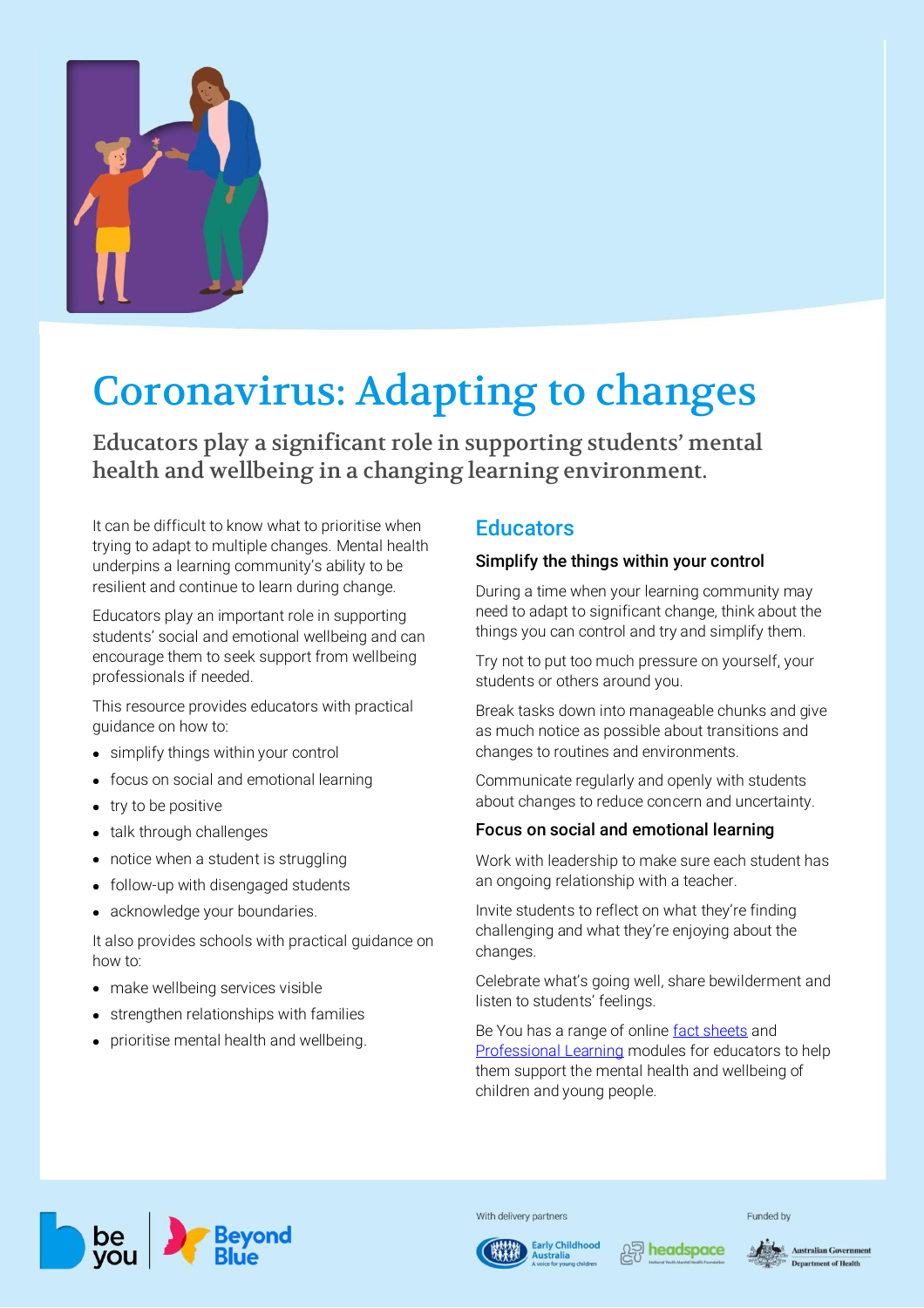# Coronavirus: Adapting to changes

**Educators play a significant role in supporting students' mental health and wellbeing in a changing learning environment.**

It can be difficult to know what to prioritise when trying to adapt to multiple changes. Mental health underpins a learning community's ability to be resilient and continue to learn during change.

Educators play an important role in supporting students' social and emotional wellbeing and can encourage them to seek support from wellbeing professionals if needed.

This resource provides educators with practical guidance on how to:

- simplify things within your control
- focus on social and emotional learning
- try to be positive
- talk through challenges
- notice when a student is struggling
- follow-up with disengaged students
- acknowledge your boundaries.

It also provides schools with practical guidance on how to:

- make wellbeing services visible
- strengthen relationships with families
- prioritise mental health and wellbeing.

## Educators

### Simplify the things within your control

During a time when your learning community may need to adapt to significant change, think about the things you can control and try and simplify them.

Try not to put too much pressure on yourself, your students or others around you.

Break tasks down into manageable chunks and give as much notice as possible about transitions and changes to routines and environments.

Communicate regularly and openly with students about changes to reduce concern and uncertainty.

### Focus on social and emotional learning

Work with leadership to make sure each student has an ongoing relationship with a teacher.

Invite students to reflect on what they're finding challenging and what they're enjoying about the changes.

Celebrate what's going well, share bewilderment and listen to students' feelings.

Be You has a range of online fact sheets and Professional Learning modules for educators to help them support the mental health and wellbeing of children and young people.

be you | Beyond Blue

With delivery partners: Early Childhood Australia – A voice for young children; headspace – National Youth Mental Health Foundation

Funded by: Australian Government Department of Health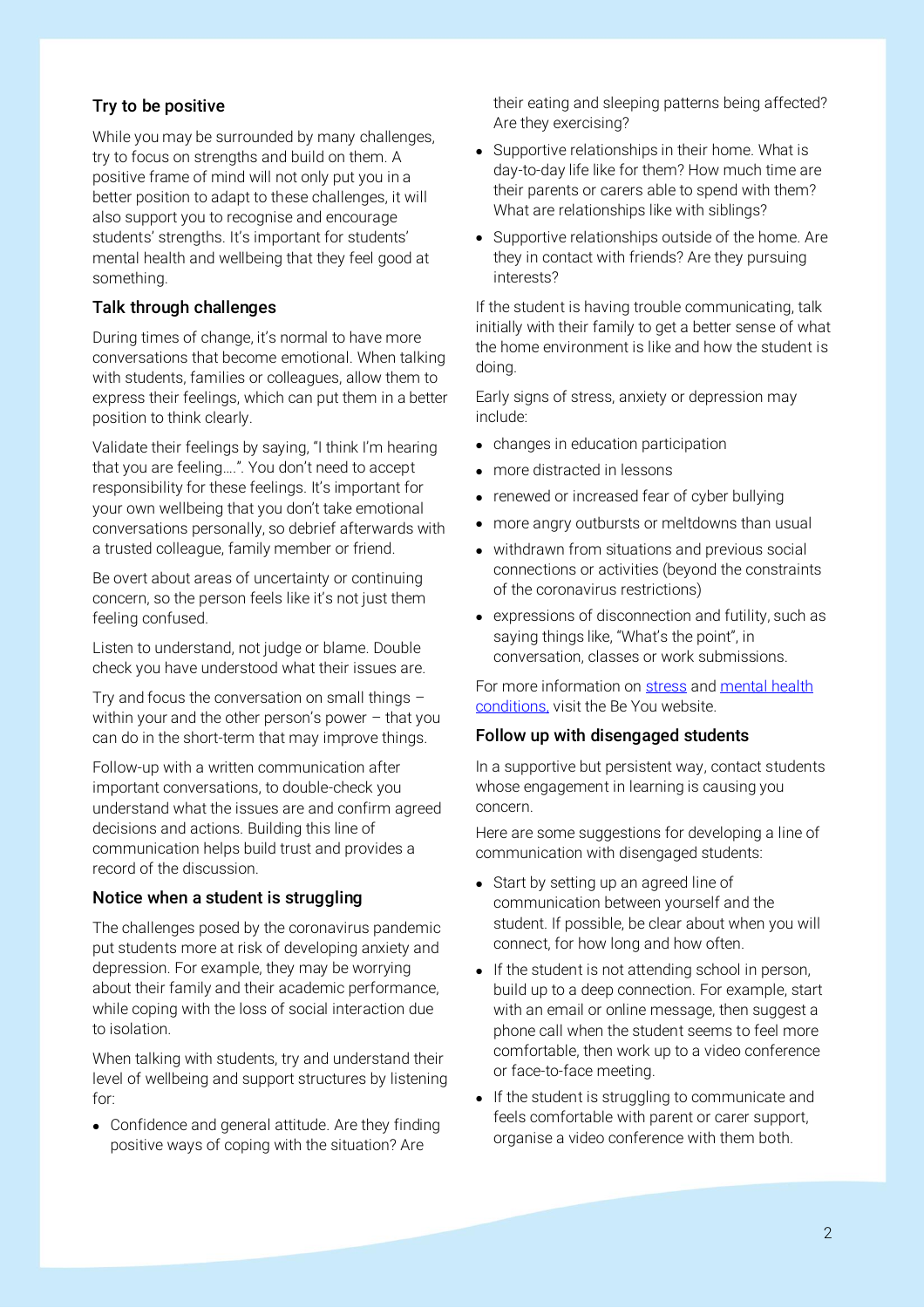### Try to be positive

While you may be surrounded by many challenges, try to focus on strengths and build on them. A positive frame of mind will not only put you in a better position to adapt to these challenges, it will also support you to recognise and encourage students' strengths. It's important for students' mental health and wellbeing that they feel good at something.

### Talk through challenges

During times of change, it's normal to have more conversations that become emotional. When talking with students, families or colleagues, allow them to express their feelings, which can put them in a better position to think clearly.

Validate their feelings by saying, "I think I'm hearing that you are feeling….". You don't need to accept responsibility for these feelings. It's important for your own wellbeing that you don't take emotional conversations personally, so debrief afterwards with a trusted colleague, family member or friend.

Be overt about areas of uncertainty or continuing concern, so the person feels like it's not just them feeling confused.

Listen to understand, not judge or blame. Double check you have understood what their issues are.

Try and focus the conversation on small things – within your and the other person's power – that you can do in the short-term that may improve things.

Follow-up with a written communication after important conversations, to double-check you understand what the issues are and confirm agreed decisions and actions. Building this line of communication helps build trust and provides a record of the discussion.

### Notice when a student is struggling

The challenges posed by the coronavirus pandemic put students more at risk of developing anxiety and depression. For example, they may be worrying about their family and their academic performance, while coping with the loss of social interaction due to isolation.

When talking with students, try and understand their level of wellbeing and support structures by listening for:

- Confidence and general attitude. Are they finding positive ways of coping with the situation? Are their eating and sleeping patterns being affected? Are they exercising?
- Supportive relationships in their home. What is day-to-day life like for them? How much time are their parents or carers able to spend with them? What are relationships like with siblings?
- Supportive relationships outside of the home. Are they in contact with friends? Are they pursuing interests?

If the student is having trouble communicating, talk initially with their family to get a better sense of what the home environment is like and how the student is doing.

Early signs of stress, anxiety or depression may include:

- changes in education participation
- more distracted in lessons
- renewed or increased fear of cyber bullying
- more angry outbursts or meltdowns than usual
- withdrawn from situations and previous social connections or activities (beyond the constraints of the coronavirus restrictions)
- expressions of disconnection and futility, such as saying things like, "What's the point", in conversation, classes or work submissions.

For more information on stress and mental health conditions, visit the Be You website.

### Follow up with disengaged students

In a supportive but persistent way, contact students whose engagement in learning is causing you concern.

Here are some suggestions for developing a line of communication with disengaged students:

- Start by setting up an agreed line of communication between yourself and the student. If possible, be clear about when you will connect, for how long and how often.
- If the student is not attending school in person, build up to a deep connection. For example, start with an email or online message, then suggest a phone call when the student seems to feel more comfortable, then work up to a video conference or face-to-face meeting.
- If the student is struggling to communicate and feels comfortable with parent or carer support, organise a video conference with them both.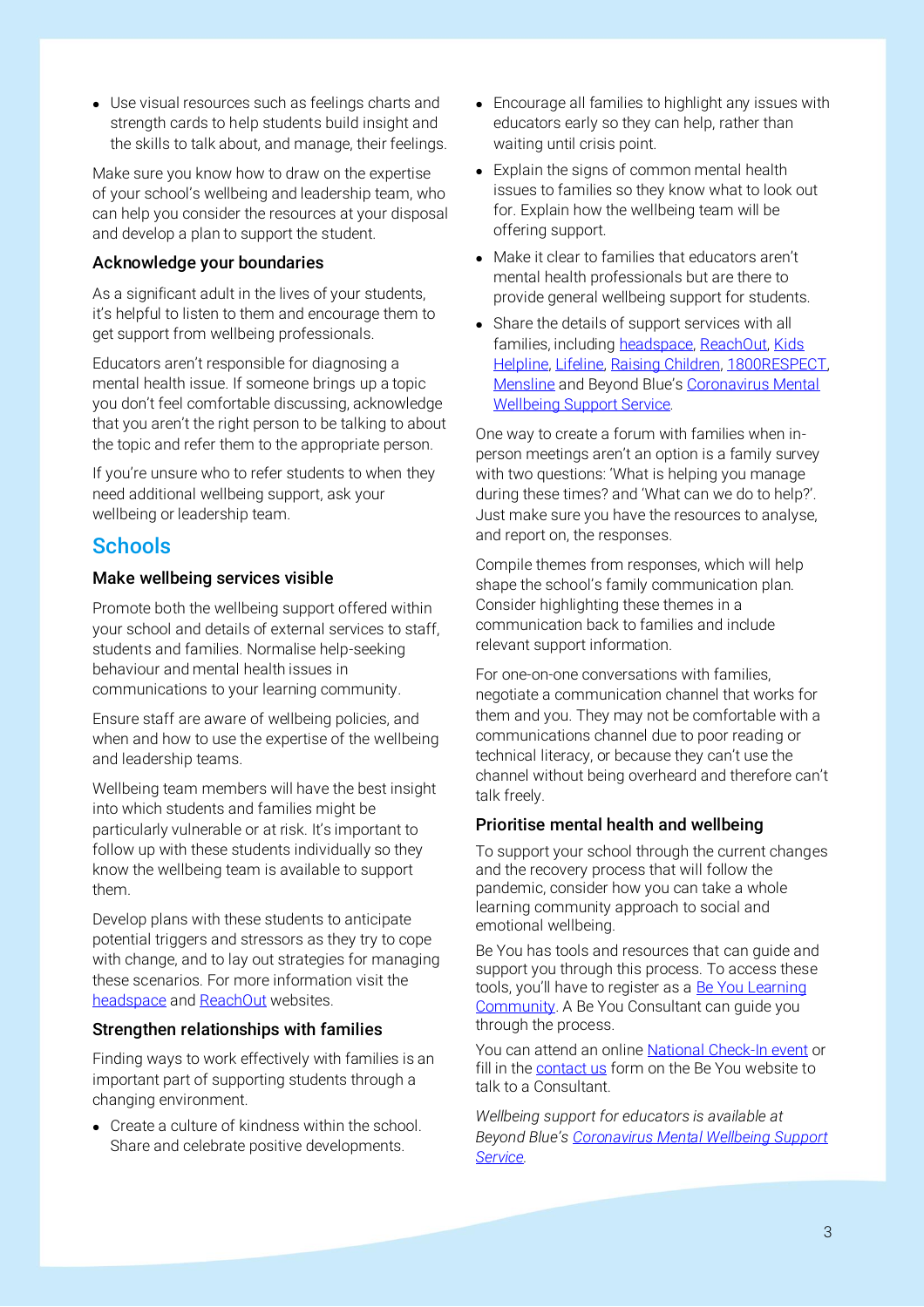- Use visual resources such as feelings charts and strength cards to help students build insight and the skills to talk about, and manage, their feelings.

Make sure you know how to draw on the expertise of your school's wellbeing and leadership team, who can help you consider the resources at your disposal and develop a plan to support the student.

### Acknowledge your boundaries

As a significant adult in the lives of your students, it's helpful to listen to them and encourage them to get support from wellbeing professionals.

Educators aren't responsible for diagnosing a mental health issue. If someone brings up a topic you don't feel comfortable discussing, acknowledge that you aren't the right person to be talking to about the topic and refer them to the appropriate person.

If you're unsure who to refer students to when they need additional wellbeing support, ask your wellbeing or leadership team.

## Schools

### Make wellbeing services visible

Promote both the wellbeing support offered within your school and details of external services to staff, students and families. Normalise help-seeking behaviour and mental health issues in communications to your learning community.

Ensure staff are aware of wellbeing policies, and when and how to use the expertise of the wellbeing and leadership teams.

Wellbeing team members will have the best insight into which students and families might be particularly vulnerable or at risk. It's important to follow up with these students individually so they know the wellbeing team is available to support them.

Develop plans with these students to anticipate potential triggers and stressors as they try to cope with change, and to lay out strategies for managing these scenarios. For more information visit the headspace and ReachOut websites.

### Strengthen relationships with families

Finding ways to work effectively with families is an important part of supporting students through a changing environment.

- Create a culture of kindness within the school. Share and celebrate positive developments.
- Encourage all families to highlight any issues with educators early so they can help, rather than waiting until crisis point.
- Explain the signs of common mental health issues to families so they know what to look out for. Explain how the wellbeing team will be offering support.
- Make it clear to families that educators aren't mental health professionals but are there to provide general wellbeing support for students.
- Share the details of support services with all families, including headspace, ReachOut, Kids Helpline, Lifeline, Raising Children, 1800RESPECT, Mensline and Beyond Blue's Coronavirus Mental Wellbeing Support Service.

One way to create a forum with families when in-person meetings aren't an option is a family survey with two questions: 'What is helping you manage during these times? and 'What can we do to help?'. Just make sure you have the resources to analyse, and report on, the responses.

Compile themes from responses, which will help shape the school's family communication plan. Consider highlighting these themes in a communication back to families and include relevant support information.

For one-on-one conversations with families, negotiate a communication channel that works for them and you. They may not be comfortable with a communications channel due to poor reading or technical literacy, or because they can't use the channel without being overheard and therefore can't talk freely.

### Prioritise mental health and wellbeing

To support your school through the current changes and the recovery process that will follow the pandemic, consider how you can take a whole learning community approach to social and emotional wellbeing.

Be You has tools and resources that can guide and support you through this process. To access these tools, you'll have to register as a Be You Learning Community. A Be You Consultant can guide you through the process.

You can attend an online National Check-In event or fill in the contact us form on the Be You website to talk to a Consultant.

*Wellbeing support for educators is available at Beyond Blue's Coronavirus Mental Wellbeing Support Service.*